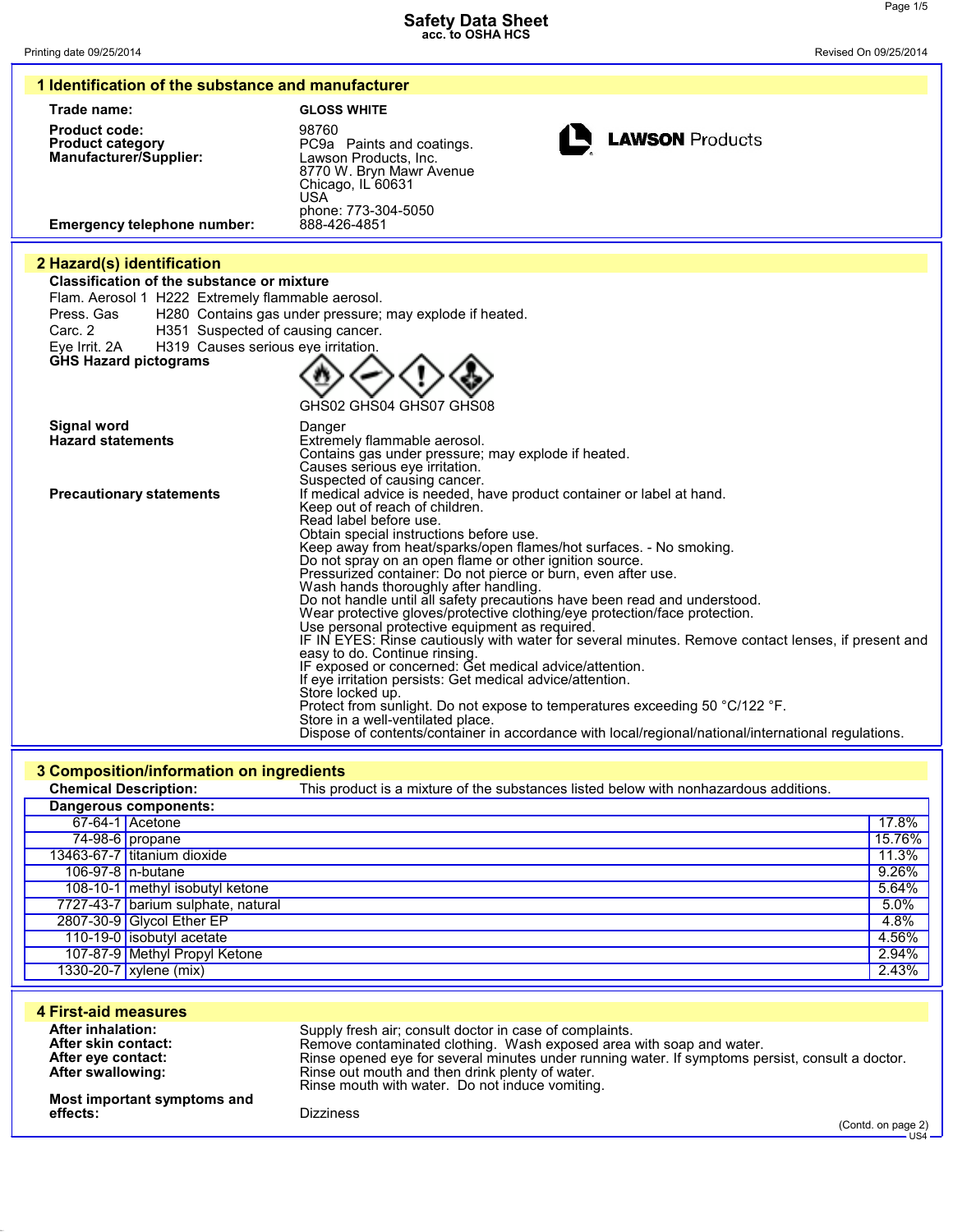# Safety Data Sheet
acc. to OSHA HCS

Printing date 09/25/2014 Revised On 09/25/2014

## 1 Identification of the substance and manufacturer

**Trade name:** GLOSS WHITE

**Product code:** 98760

**Product category** PC9a Paints and coatings.

**Manufacturer/Supplier:**
Lawson Products, Inc.
8770 W. Bryn Mawr Avenue
Chicago, IL 60631
USA
phone: 773-304-5050

LAWSON Products

**Emergency telephone number:** 888-426-4851

## 2 Hazard(s) identification

**Classification of the substance or mixture**

Flam. Aerosol 1 H222 Extremely flammable aerosol.
Press. Gas H280 Contains gas under pressure; may explode if heated.
Carc. 2 H351 Suspected of causing cancer.
Eye Irrit. 2A H319 Causes serious eye irritation.

**GHS Hazard pictograms**

GHS02 GHS04 GHS07 GHS08

**Signal word** Danger

**Hazard statements**
Extremely flammable aerosol.
Contains gas under pressure; may explode if heated.
Causes serious eye irritation.
Suspected of causing cancer.

**Precautionary statements**
If medical advice is needed, have product container or label at hand.
Keep out of reach of children.
Read label before use.
Obtain special instructions before use.
Keep away from heat/sparks/open flames/hot surfaces. - No smoking.
Do not spray on an open flame or other ignition source.
Pressurized container: Do not pierce or burn, even after use.
Wash hands thoroughly after handling.
Do not handle until all safety precautions have been read and understood.
Wear protective gloves/protective clothing/eye protection/face protection.
Use personal protective equipment as required.
IF IN EYES: Rinse cautiously with water for several minutes. Remove contact lenses, if present and easy to do. Continue rinsing.
IF exposed or concerned: Get medical advice/attention.
If eye irritation persists: Get medical advice/attention.
Store locked up.
Protect from sunlight. Do not expose to temperatures exceeding 50 °C/122 °F.
Store in a well-ventilated place.
Dispose of contents/container in accordance with local/regional/national/international regulations.

## 3 Composition/information on ingredients

**Chemical Description:** This product is a mixture of the substances listed below with nonhazardous additions.

**Dangerous components:**

| CAS | Component | % |
|---|---|---|
| 67-64-1 | Acetone | 17.8% |
| 74-98-6 | propane | 15.76% |
| 13463-67-7 | titanium dioxide | 11.3% |
| 106-97-8 | n-butane | 9.26% |
| 108-10-1 | methyl isobutyl ketone | 5.64% |
| 7727-43-7 | barium sulphate, natural | 5.0% |
| 2807-30-9 | Glycol Ether EP | 4.8% |
| 110-19-0 | isobutyl acetate | 4.56% |
| 107-87-9 | Methyl Propyl Ketone | 2.94% |
| 1330-20-7 | xylene (mix) | 2.43% |

## 4 First-aid measures

**After inhalation:** Supply fresh air; consult doctor in case of complaints.
**After skin contact:** Remove contaminated clothing. Wash exposed area with soap and water.
**After eye contact:** Rinse opened eye for several minutes under running water. If symptoms persist, consult a doctor.
**After swallowing:** Rinse out mouth and then drink plenty of water.
Rinse mouth with water. Do not induce vomiting.

**Most important symptoms and effects:** Dizziness

(Contd. on page 2)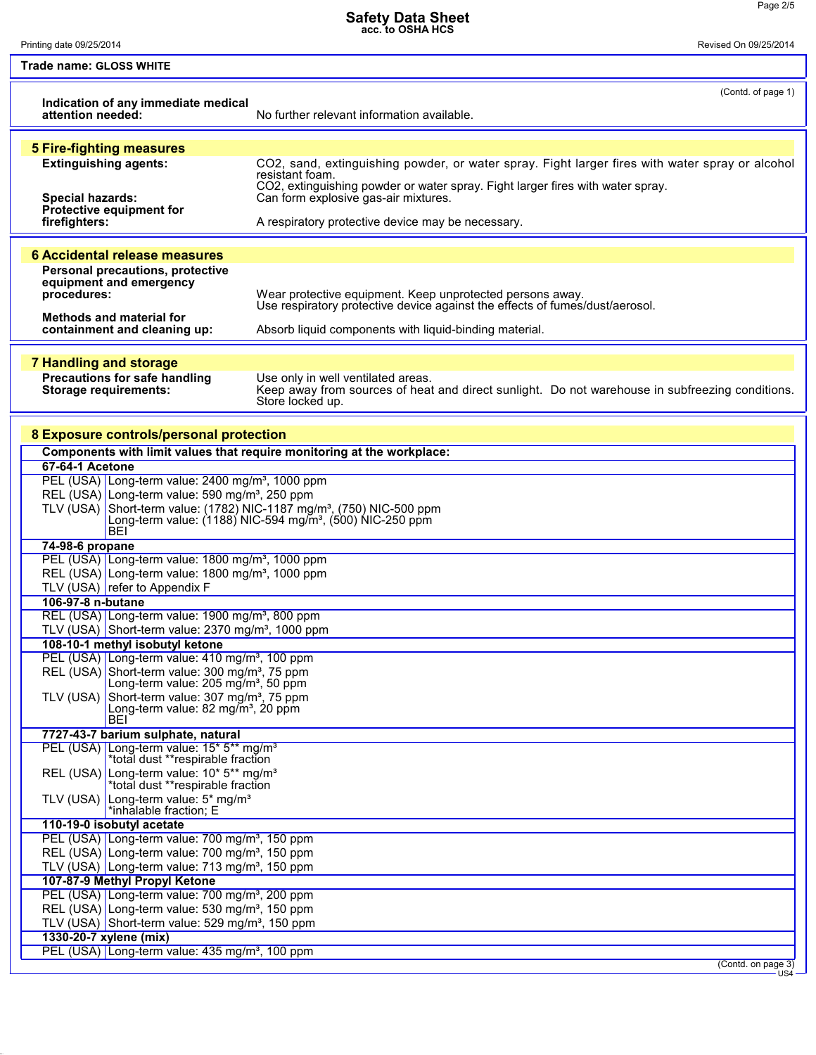Trade name: **GLOSS WHITE**

(Contd. of page 1)

**Indication of any immediate medical attention needed:** No further relevant information available.

## 5 Fire-fighting measures

**Extinguishing agents:** $CO_2$, sand, extinguishing powder, or water spray. Fight larger fires with water spray or alcohol resistant foam.
$CO_2$, extinguishing powder or water spray. Fight larger fires with water spray.

**Special hazards:** Can form explosive gas-air mixtures.

**Protective equipment for firefighters:** A respiratory protective device may be necessary.

## 6 Accidental release measures

**Personal precautions, protective equipment and emergency procedures:** Wear protective equipment. Keep unprotected persons away.
Use respiratory protective device against the effects of fumes/dust/aerosol.

**Methods and material for containment and cleaning up:** Absorb liquid components with liquid-binding material.

## 7 Handling and storage

**Precautions for safe handling** Use only in well ventilated areas.

**Storage requirements:** Keep away from sources of heat and direct sunlight. Do not warehouse in subfreezing conditions. Store locked up.

## 8 Exposure controls/personal protection

**Components with limit values that require monitoring at the workplace:**

| | |
|---|---|
| **67-64-1 Acetone** | |
| PEL (USA) | Long-term value: 2400 mg/m³, 1000 ppm |
| REL (USA) | Long-term value: 590 mg/m³, 250 ppm |
| TLV (USA) | Short-term value: (1782) NIC-1187 mg/m³, (750) NIC-500 ppm<br>Long-term value: (1188) NIC-594 mg/m³, (500) NIC-250 ppm<br>BEI |
| **74-98-6 propane** | |
| PEL (USA) | Long-term value: 1800 mg/m³, 1000 ppm |
| REL (USA) | Long-term value: 1800 mg/m³, 1000 ppm |
| TLV (USA) | refer to Appendix F |
| **106-97-8 n-butane** | |
| REL (USA) | Long-term value: 1900 mg/m³, 800 ppm |
| TLV (USA) | Short-term value: 2370 mg/m³, 1000 ppm |
| **108-10-1 methyl isobutyl ketone** | |
| PEL (USA) | Long-term value: 410 mg/m³, 100 ppm |
| REL (USA) | Short-term value: 300 mg/m³, 75 ppm<br>Long-term value: 205 mg/m³, 50 ppm |
| TLV (USA) | Short-term value: 307 mg/m³, 75 ppm<br>Long-term value: 82 mg/m³, 20 ppm<br>BEI |
| **7727-43-7 barium sulphate, natural** | |
| PEL (USA) | Long-term value: 15* 5** mg/m³<br>*total dust **respirable fraction |
| REL (USA) | Long-term value: 10* 5** mg/m³<br>*total dust **respirable fraction |
| TLV (USA) | Long-term value: 5* mg/m³<br>*inhalable fraction; E |
| **110-19-0 isobutyl acetate** | |
| PEL (USA) | Long-term value: 700 mg/m³, 150 ppm |
| REL (USA) | Long-term value: 700 mg/m³, 150 ppm |
| TLV (USA) | Long-term value: 713 mg/m³, 150 ppm |
| **107-87-9 Methyl Propyl Ketone** | |
| PEL (USA) | Long-term value: 700 mg/m³, 200 ppm |
| REL (USA) | Long-term value: 530 mg/m³, 150 ppm |
| TLV (USA) | Short-term value: 529 mg/m³, 150 ppm |
| **1330-20-7 xylene (mix)** | |
| PEL (USA) | Long-term value: 435 mg/m³, 100 ppm |

(Contd. on page 3)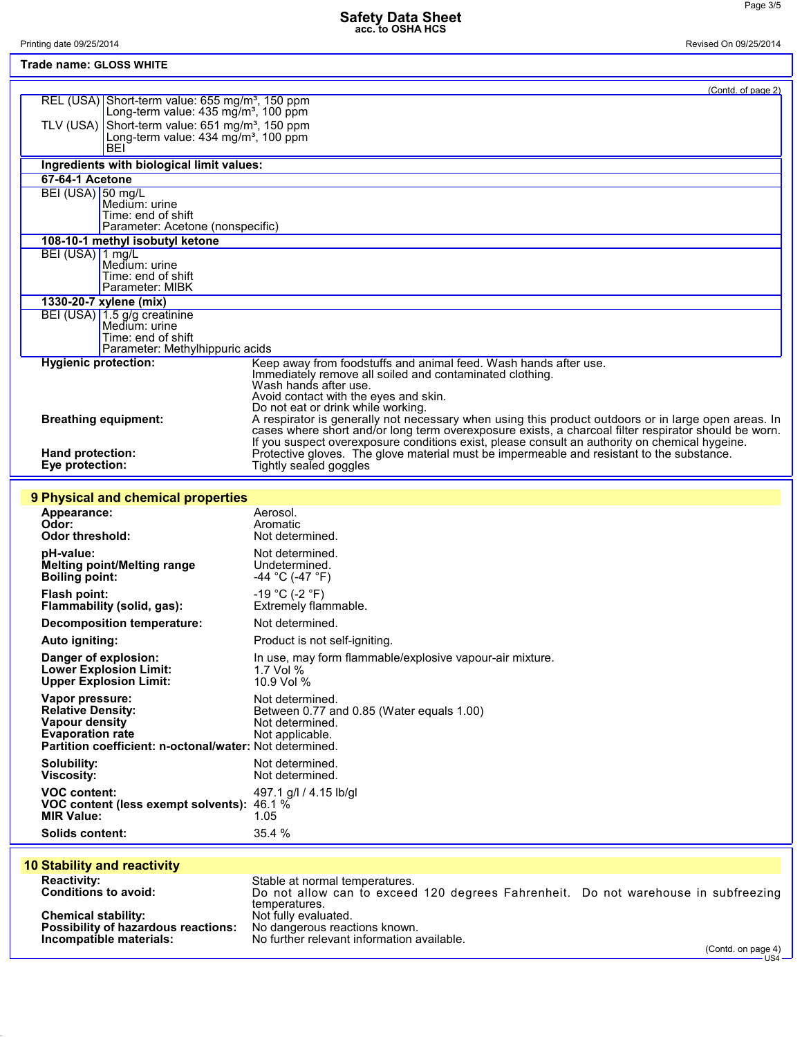Trade name: **GLOSS WHITE**

(Contd. of page 2)

| | |
|---|---|
| REL (USA) | Short-term value: 655 mg/m³, 150 ppm<br>Long-term value: 435 mg/m³, 100 ppm |
| TLV (USA) | Short-term value: 651 mg/m³, 150 ppm<br>Long-term value: 434 mg/m³, 100 ppm<br>BEI |

**Ingredients with biological limit values:**

**67-64-1 Acetone**

| | |
|---|---|
| BEI (USA) | 50 mg/L<br>Medium: urine<br>Time: end of shift<br>Parameter: Acetone (nonspecific) |

**108-10-1 methyl isobutyl ketone**

| | |
|---|---|
| BEI (USA) | 1 mg/L<br>Medium: urine<br>Time: end of shift<br>Parameter: MIBK |

**1330-20-7 xylene (mix)**

| | |
|---|---|
| BEI (USA) | 1.5 g/g creatinine<br>Medium: urine<br>Time: end of shift<br>Parameter: Methylhippuric acids |

**Hygienic protection:** Keep away from foodstuffs and animal feed. Wash hands after use.
Immediately remove all soiled and contaminated clothing.
Wash hands after use.
Avoid contact with the eyes and skin.
Do not eat or drink while working.

**Breathing equipment:** A respirator is generally not necessary when using this product outdoors or in large open areas. In cases where short and/or long term overexposure exists, a charcoal filter respirator should be worn. If you suspect overexposure conditions exist, please consult an authority on chemical hygeine.

**Hand protection:** Protective gloves. The glove material must be impermeable and resistant to the substance.

**Eye protection:** Tightly sealed goggles

## 9 Physical and chemical properties

**Appearance:** Aerosol.
**Odor:** Aromatic
**Odor threshold:** Not determined.

**pH-value:** Not determined.
**Melting point/Melting range** Undetermined.
**Boiling point:** -44 °C (-47 °F)

**Flash point:** -19 °C (-2 °F)
**Flammability (solid, gas):** Extremely flammable.

**Decomposition temperature:** Not determined.

**Auto igniting:** Product is not self-igniting.

**Danger of explosion:** In use, may form flammable/explosive vapour-air mixture.
**Lower Explosion Limit:** 1.7 Vol %
**Upper Explosion Limit:** 10.9 Vol %

**Vapor pressure:** Not determined.
**Relative Density:** Between 0.77 and 0.85 (Water equals 1.00)
**Vapour density** Not determined.
**Evaporation rate** Not applicable.
**Partition coefficient: n-octonal/water:** Not determined.

**Solubility:** Not determined.
**Viscosity:** Not determined.

**VOC content:** 497.1 g/l / 4.15 lb/gl
**VOC content (less exempt solvents):** 46.1 %
**MIR Value:** 1.05

**Solids content:** 35.4 %

## 10 Stability and reactivity

**Reactivity:** Stable at normal temperatures.
**Conditions to avoid:** Do not allow can to exceed 120 degrees Fahrenheit. Do not warehouse in subfreezing temperatures.
**Chemical stability:** Not fully evaluated.
**Possibility of hazardous reactions:** No dangerous reactions known.
**Incompatible materials:** No further relevant information available.

(Contd. on page 4)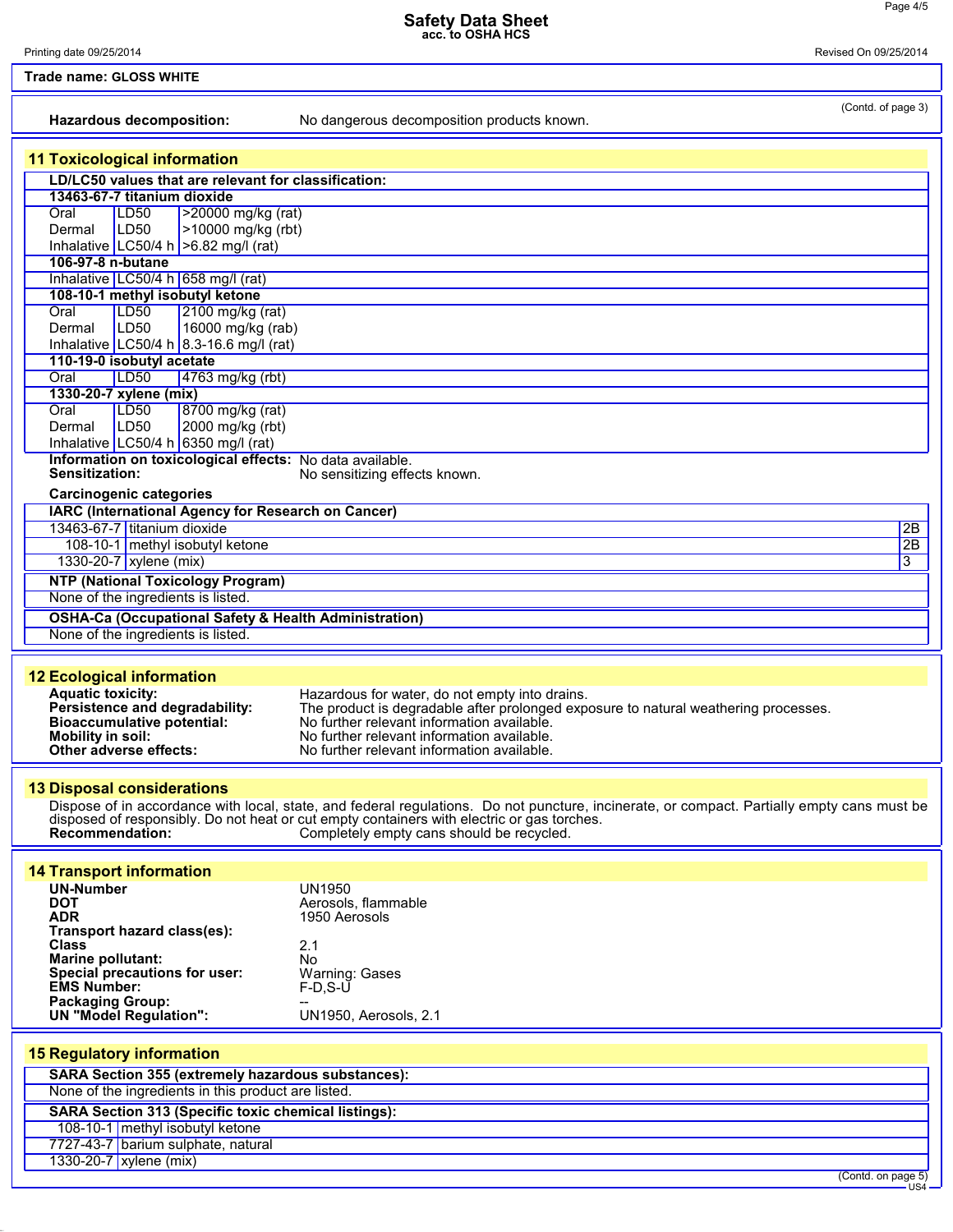**Trade name: GLOSS WHITE**

(Contd. of page 3)

**Hazardous decomposition:** No dangerous decomposition products known.

## 11 Toxicological information

**LD/LC50 values that are relevant for classification:**

| Route | Type | Value |
|---|---|---|
| **13463-67-7 titanium dioxide** | | |
| Oral | LD50 | >20000 mg/kg (rat) |
| Dermal | LD50 | >10000 mg/kg (rbt) |
| Inhalative | LC50/4 h | >6.82 mg/l (rat) |
| **106-97-8 n-butane** | | |
| Inhalative | LC50/4 h | 658 mg/l (rat) |
| **108-10-1 methyl isobutyl ketone** | | |
| Oral | LD50 | 2100 mg/kg (rat) |
| Dermal | LD50 | 16000 mg/kg (rab) |
| Inhalative | LC50/4 h | 8.3-16.6 mg/l (rat) |
| **110-19-0 isobutyl acetate** | | |
| Oral | LD50 | 4763 mg/kg (rbt) |
| **1330-20-7 xylene (mix)** | | |
| Oral | LD50 | 8700 mg/kg (rat) |
| Dermal | LD50 | 2000 mg/kg (rbt) |
| Inhalative | LC50/4 h | 6350 mg/l (rat) |

**Information on toxicological effects:** No data available.

**Sensitization:** No sensitizing effects known.

**Carcinogenic categories**

| IARC (International Agency for Research on Cancer) | | |
|---|---|---|
| 13463-67-7 | titanium dioxide | 2B |
| 108-10-1 | methyl isobutyl ketone | 2B |
| 1330-20-7 | xylene (mix) | 3 |

**NTP (National Toxicology Program)**

None of the ingredients is listed.

**OSHA-Ca (Occupational Safety & Health Administration)**

None of the ingredients is listed.

## 12 Ecological information

**Aquatic toxicity:** Hazardous for water, do not empty into drains.

**Persistence and degradability:** The product is degradable after prolonged exposure to natural weathering processes.

**Bioaccumulative potential:** No further relevant information available.

**Mobility in soil:** No further relevant information available.

**Other adverse effects:** No further relevant information available.

## 13 Disposal considerations

Dispose of in accordance with local, state, and federal regulations. Do not puncture, incinerate, or compact. Partially empty cans must be disposed of responsibly. Do not heat or cut empty containers with electric or gas torches.

**Recommendation:** Completely empty cans should be recycled.

## 14 Transport information

**UN-Number** UN1950

**DOT** Aerosols, flammable

**ADR** 1950 Aerosols

**Transport hazard class(es):**

**Class** 2.1

**Marine pollutant:** No

**Special precautions for user:** Warning: Gases

**EMS Number:** F-D,S-U

**Packaging Group:** --

**UN "Model Regulation":** UN1950, Aerosols, 2.1

## 15 Regulatory information

**SARA Section 355 (extremely hazardous substances):**

None of the ingredients in this product are listed.

| SARA Section 313 (Specific toxic chemical listings): | |
|---|---|
| 108-10-1 | methyl isobutyl ketone |
| 7727-43-7 | barium sulphate, natural |
| 1330-20-7 | xylene (mix) |

(Contd. on page 5)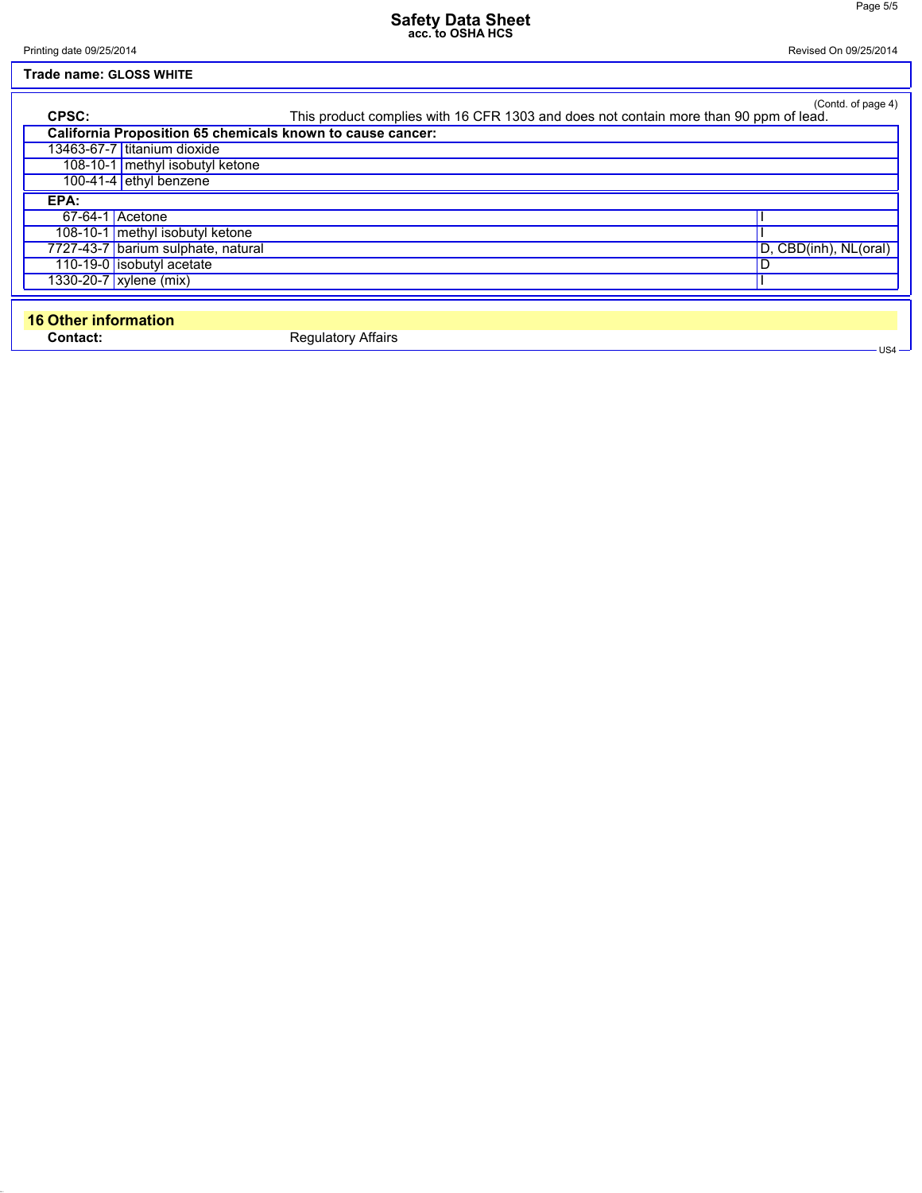Trade name: **GLOSS WHITE**

(Contd. of page 4)

**CPSC:** This product complies with 16 CFR 1303 and does not contain more than 90 ppm of lead.

**California Proposition 65 chemicals known to cause cancer:**

| | |
|---|---|
| 13463-67-7 | titanium dioxide |
| 108-10-1 | methyl isobutyl ketone |
| 100-41-4 | ethyl benzene |

**EPA:**

| | | |
|---|---|---|
| 67-64-1 | Acetone | I |
| 108-10-1 | methyl isobutyl ketone | I |
| 7727-43-7 | barium sulphate, natural | D, CBD(inh), NL(oral) |
| 110-19-0 | isobutyl acetate | D |
| 1330-20-7 | xylene (mix) | I |

## 16 Other information

**Contact:** Regulatory Affairs

US4